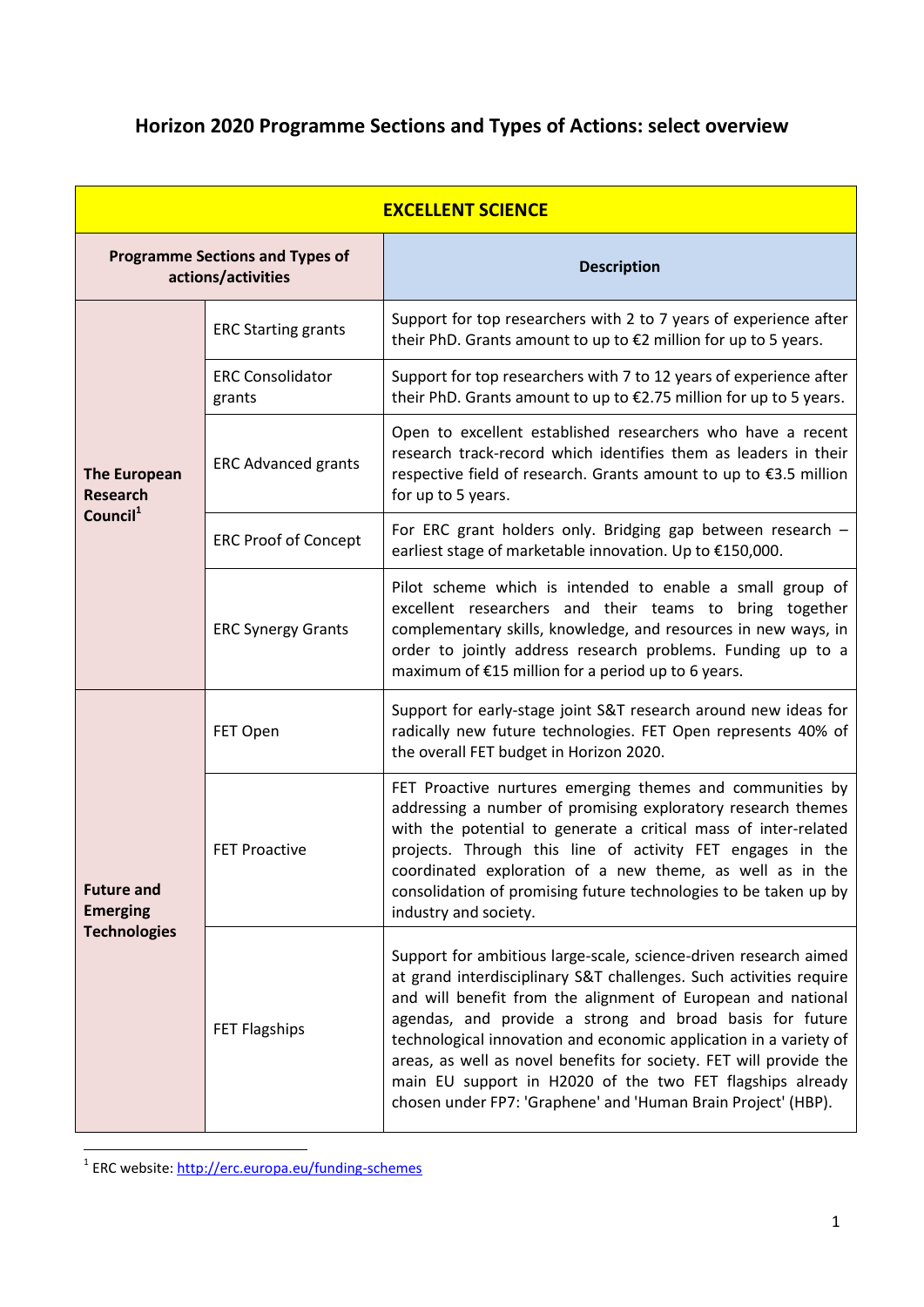# Horizon 2020 Programme Sections and Types of Actions: select overview

| EXCELLENT SCIENCE | | |
|---|---|---|
| **Programme Sections and Types of actions/activities** | | **Description** |
| **The European Research Council**[1] | ERC Starting grants | Support for top researchers with 2 to 7 years of experience after their PhD. Grants amount to up to €2 million for up to 5 years. |
| | ERC Consolidator grants | Support for top researchers with 7 to 12 years of experience after their PhD. Grants amount to up to €2.75 million for up to 5 years. |
| | ERC Advanced grants | Open to excellent established researchers who have a recent research track-record which identifies them as leaders in their respective field of research. Grants amount to up to €3.5 million for up to 5 years. |
| | ERC Proof of Concept | For ERC grant holders only. Bridging gap between research – earliest stage of marketable innovation. Up to €150,000. |
| | ERC Synergy Grants | Pilot scheme which is intended to enable a small group of excellent researchers and their teams to bring together complementary skills, knowledge, and resources in new ways, in order to jointly address research problems. Funding up to a maximum of €15 million for a period up to 6 years. |
| **Future and Emerging Technologies** | FET Open | Support for early-stage joint S&T research around new ideas for radically new future technologies. FET Open represents 40% of the overall FET budget in Horizon 2020. |
| | FET Proactive | FET Proactive nurtures emerging themes and communities by addressing a number of promising exploratory research themes with the potential to generate a critical mass of inter-related projects. Through this line of activity FET engages in the coordinated exploration of a new theme, as well as in the consolidation of promising future technologies to be taken up by industry and society. |
| | FET Flagships | Support for ambitious large-scale, science-driven research aimed at grand interdisciplinary S&T challenges. Such activities require and will benefit from the alignment of European and national agendas, and provide a strong and broad basis for future technological innovation and economic application in a variety of areas, as well as novel benefits for society. FET will provide the main EU support in H2020 of the two FET flagships already chosen under FP7: 'Graphene' and 'Human Brain Project' (HBP). |

[1] ERC website: http://erc.europa.eu/funding-schemes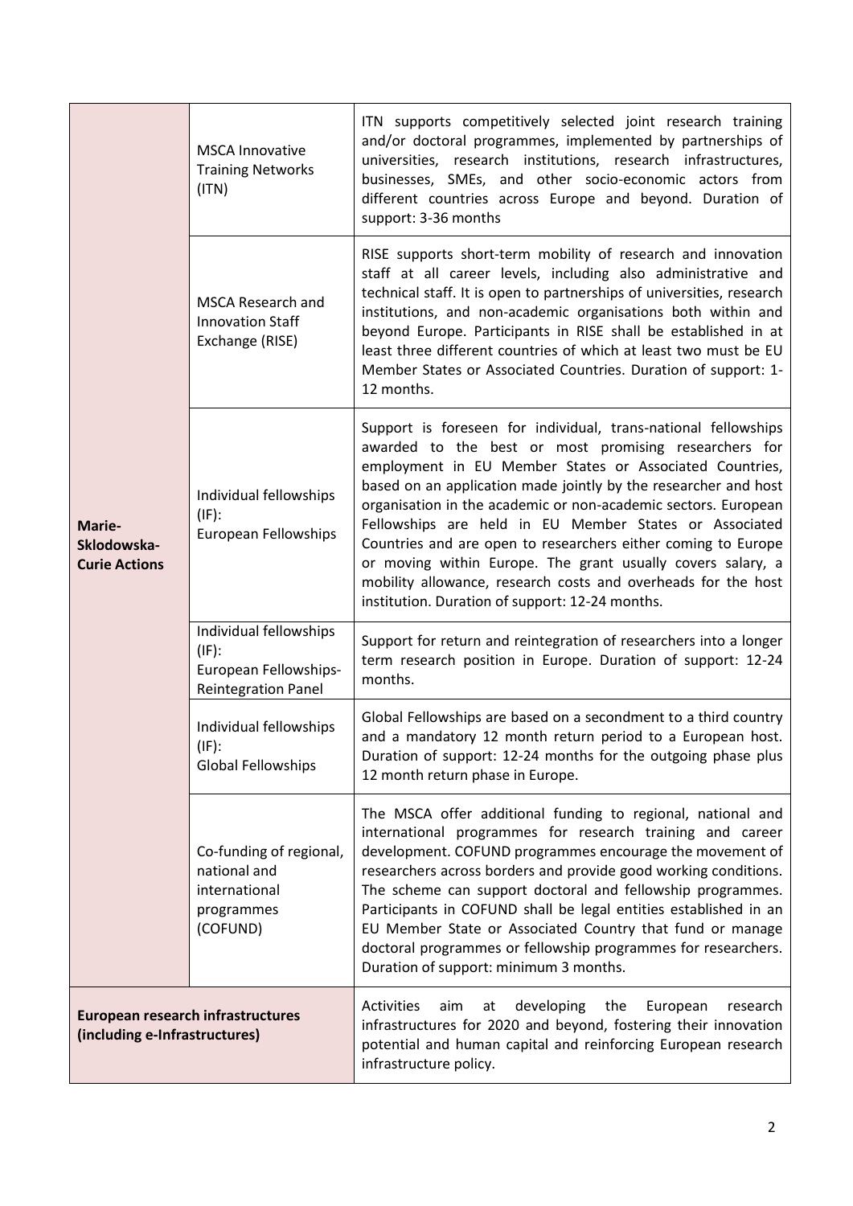| | | |
|---|---|---|
| **Marie-Sklodowska-Curie Actions** | MSCA Innovative Training Networks (ITN) | ITN supports competitively selected joint research training and/or doctoral programmes, implemented by partnerships of universities, research institutions, research infrastructures, businesses, SMEs, and other socio-economic actors from different countries across Europe and beyond. Duration of support: 3-36 months |
| | MSCA Research and Innovation Staff Exchange (RISE) | RISE supports short-term mobility of research and innovation staff at all career levels, including also administrative and technical staff. It is open to partnerships of universities, research institutions, and non-academic organisations both within and beyond Europe. Participants in RISE shall be established in at least three different countries of which at least two must be EU Member States or Associated Countries. Duration of support: 1-12 months. |
| | Individual fellowships (IF): European Fellowships | Support is foreseen for individual, trans-national fellowships awarded to the best or most promising researchers for employment in EU Member States or Associated Countries, based on an application made jointly by the researcher and host organisation in the academic or non-academic sectors. European Fellowships are held in EU Member States or Associated Countries and are open to researchers either coming to Europe or moving within Europe. The grant usually covers salary, a mobility allowance, research costs and overheads for the host institution. Duration of support: 12-24 months. |
| | Individual fellowships (IF): European Fellowships-Reintegration Panel | Support for return and reintegration of researchers into a longer term research position in Europe. Duration of support: 12-24 months. |
| | Individual fellowships (IF): Global Fellowships | Global Fellowships are based on a secondment to a third country and a mandatory 12 month return period to a European host. Duration of support: 12-24 months for the outgoing phase plus 12 month return phase in Europe. |
| | Co-funding of regional, national and international programmes (COFUND) | The MSCA offer additional funding to regional, national and international programmes for research training and career development. COFUND programmes encourage the movement of researchers across borders and provide good working conditions. The scheme can support doctoral and fellowship programmes. Participants in COFUND shall be legal entities established in an EU Member State or Associated Country that fund or manage doctoral programmes or fellowship programmes for researchers. Duration of support: minimum 3 months. |
| **European research infrastructures (including e-Infrastructures)** | | Activities aim at developing the European research infrastructures for 2020 and beyond, fostering their innovation potential and human capital and reinforcing European research infrastructure policy. |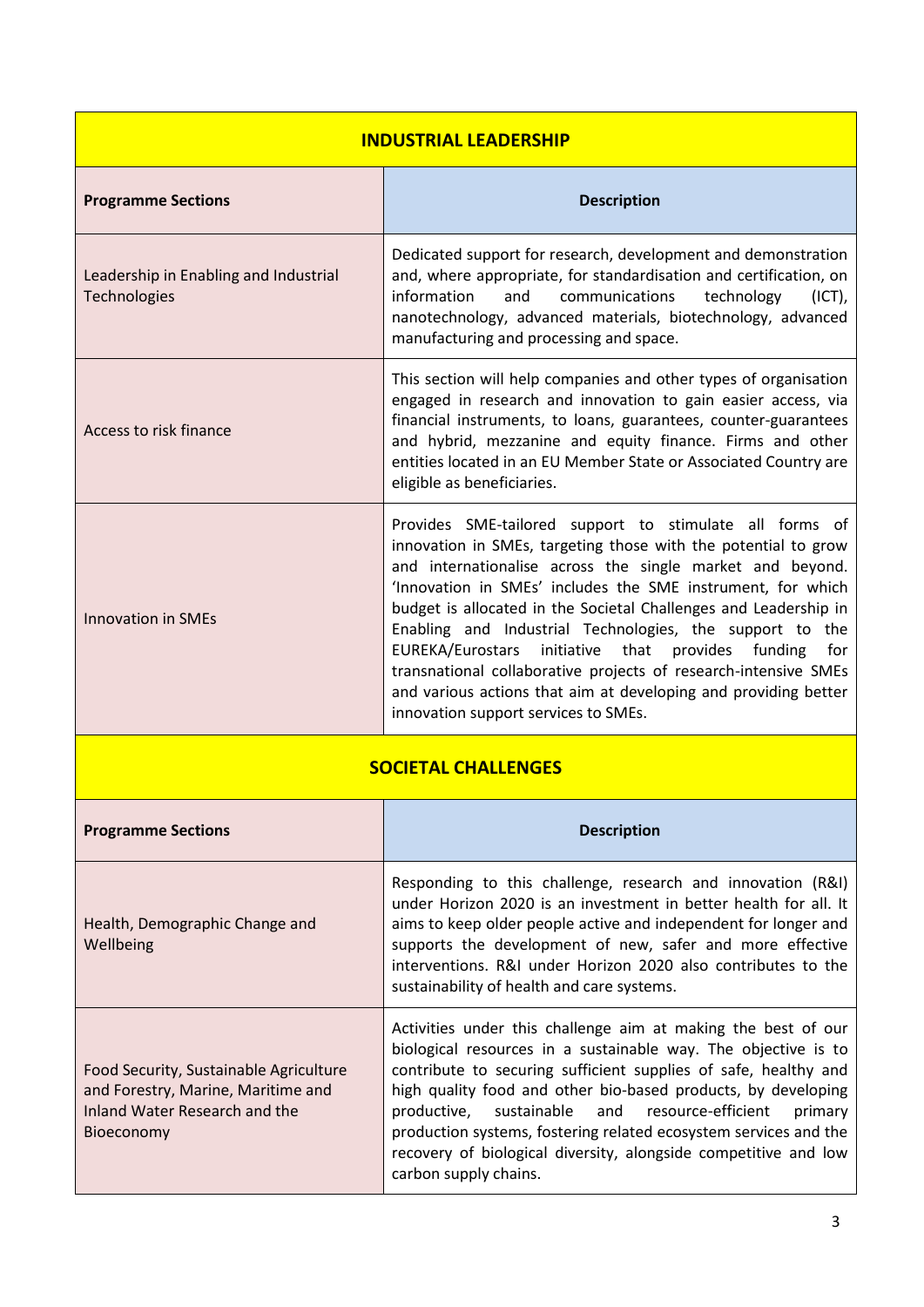| INDUSTRIAL LEADERSHIP | |
|---|---|
| **Programme Sections** | **Description** |
| Leadership in Enabling and Industrial Technologies | Dedicated support for research, development and demonstration and, where appropriate, for standardisation and certification, on information and communications technology (ICT), nanotechnology, advanced materials, biotechnology, advanced manufacturing and processing and space. |
| Access to risk finance | This section will help companies and other types of organisation engaged in research and innovation to gain easier access, via financial instruments, to loans, guarantees, counter-guarantees and hybrid, mezzanine and equity finance. Firms and other entities located in an EU Member State or Associated Country are eligible as beneficiaries. |
| Innovation in SMEs | Provides SME-tailored support to stimulate all forms of innovation in SMEs, targeting those with the potential to grow and internationalise across the single market and beyond. 'Innovation in SMEs' includes the SME instrument, for which budget is allocated in the Societal Challenges and Leadership in Enabling and Industrial Technologies, the support to the EUREKA/Eurostars initiative that provides funding for transnational collaborative projects of research-intensive SMEs and various actions that aim at developing and providing better innovation support services to SMEs. |

| SOCIETAL CHALLENGES | |
|---|---|
| **Programme Sections** | **Description** |
| Health, Demographic Change and Wellbeing | Responding to this challenge, research and innovation (R&I) under Horizon 2020 is an investment in better health for all. It aims to keep older people active and independent for longer and supports the development of new, safer and more effective interventions. R&I under Horizon 2020 also contributes to the sustainability of health and care systems. |
| Food Security, Sustainable Agriculture and Forestry, Marine, Maritime and Inland Water Research and the Bioeconomy | Activities under this challenge aim at making the best of our biological resources in a sustainable way. The objective is to contribute to securing sufficient supplies of safe, healthy and high quality food and other bio-based products, by developing productive, sustainable and resource-efficient primary production systems, fostering related ecosystem services and the recovery of biological diversity, alongside competitive and low carbon supply chains. |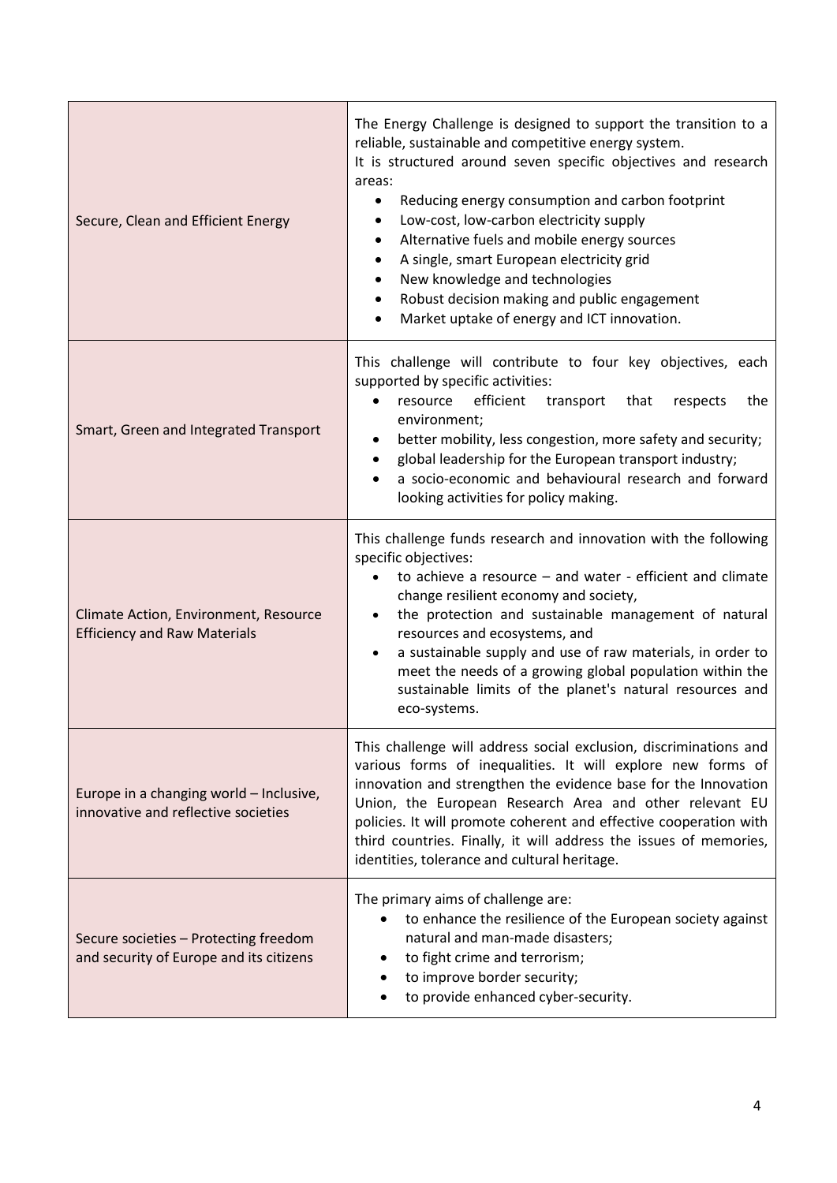| | |
|---|---|
| Secure, Clean and Efficient Energy | The Energy Challenge is designed to support the transition to a reliable, sustainable and competitive energy system.<br>It is structured around seven specific objectives and research areas:<br>• Reducing energy consumption and carbon footprint<br>• Low-cost, low-carbon electricity supply<br>• Alternative fuels and mobile energy sources<br>• A single, smart European electricity grid<br>• New knowledge and technologies<br>• Robust decision making and public engagement<br>• Market uptake of energy and ICT innovation. |
| Smart, Green and Integrated Transport | This challenge will contribute to four key objectives, each supported by specific activities:<br>• resource efficient transport that respects the environment;<br>• better mobility, less congestion, more safety and security;<br>• global leadership for the European transport industry;<br>• a socio-economic and behavioural research and forward looking activities for policy making. |
| Climate Action, Environment, Resource Efficiency and Raw Materials | This challenge funds research and innovation with the following specific objectives:<br>• to achieve a resource – and water - efficient and climate change resilient economy and society,<br>• the protection and sustainable management of natural resources and ecosystems, and<br>• a sustainable supply and use of raw materials, in order to meet the needs of a growing global population within the sustainable limits of the planet's natural resources and eco-systems. |
| Europe in a changing world – Inclusive, innovative and reflective societies | This challenge will address social exclusion, discriminations and various forms of inequalities. It will explore new forms of innovation and strengthen the evidence base for the Innovation Union, the European Research Area and other relevant EU policies. It will promote coherent and effective cooperation with third countries. Finally, it will address the issues of memories, identities, tolerance and cultural heritage. |
| Secure societies – Protecting freedom and security of Europe and its citizens | The primary aims of challenge are:<br>• to enhance the resilience of the European society against natural and man-made disasters;<br>• to fight crime and terrorism;<br>• to improve border security;<br>• to provide enhanced cyber-security. |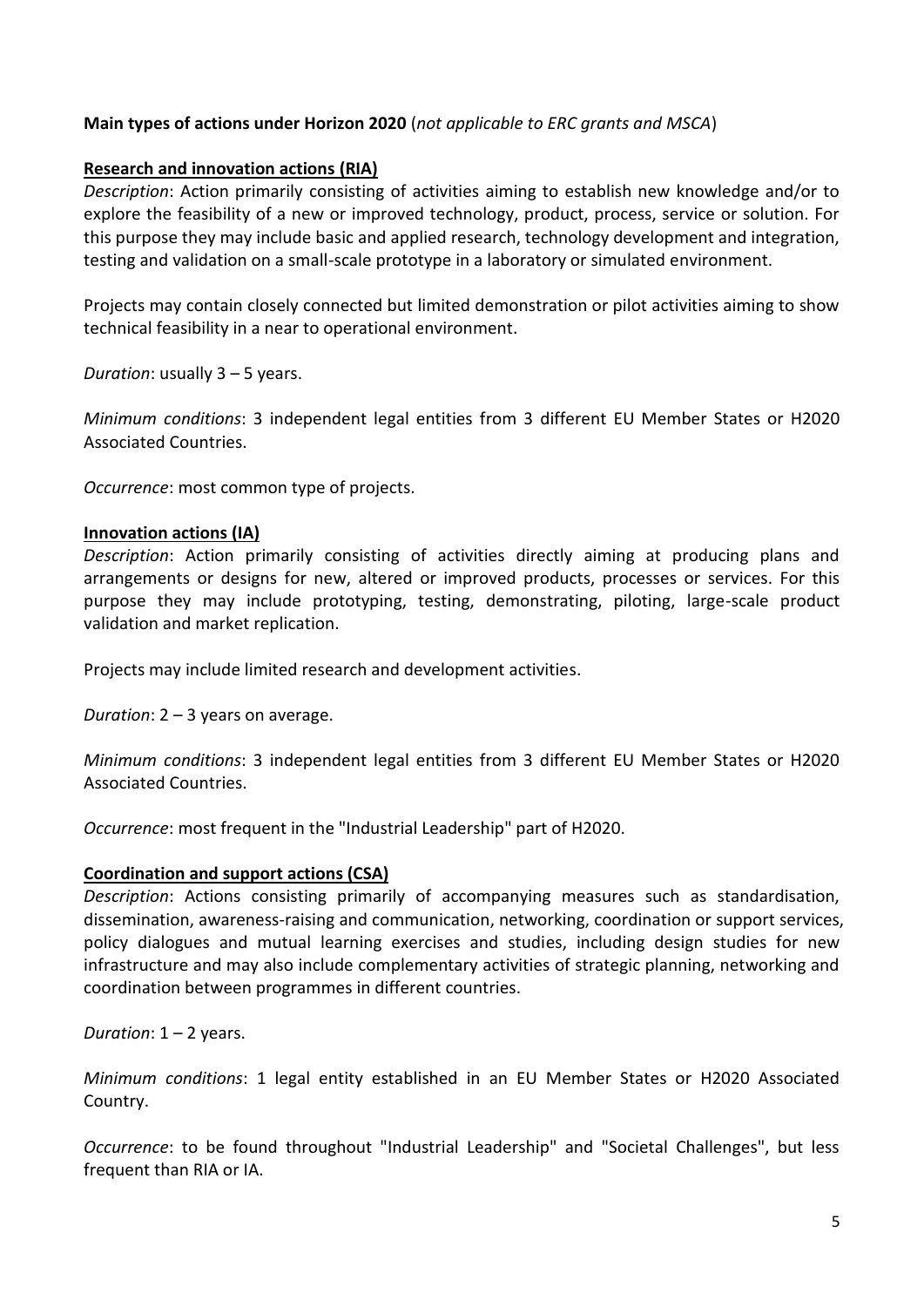**Main types of actions under Horizon 2020** (*not applicable to ERC grants and MSCA*)

**Research and innovation actions (RIA)**

*Description*: Action primarily consisting of activities aiming to establish new knowledge and/or to explore the feasibility of a new or improved technology, product, process, service or solution. For this purpose they may include basic and applied research, technology development and integration, testing and validation on a small-scale prototype in a laboratory or simulated environment.

Projects may contain closely connected but limited demonstration or pilot activities aiming to show technical feasibility in a near to operational environment.

*Duration*: usually 3 – 5 years.

*Minimum conditions*: 3 independent legal entities from 3 different EU Member States or H2020 Associated Countries.

*Occurrence*: most common type of projects.

**Innovation actions (IA)**

*Description*: Action primarily consisting of activities directly aiming at producing plans and arrangements or designs for new, altered or improved products, processes or services. For this purpose they may include prototyping, testing, demonstrating, piloting, large-scale product validation and market replication.

Projects may include limited research and development activities.

*Duration*: 2 – 3 years on average.

*Minimum conditions*: 3 independent legal entities from 3 different EU Member States or H2020 Associated Countries.

*Occurrence*: most frequent in the "Industrial Leadership" part of H2020.

**Coordination and support actions (CSA)**

*Description*: Actions consisting primarily of accompanying measures such as standardisation, dissemination, awareness-raising and communication, networking, coordination or support services, policy dialogues and mutual learning exercises and studies, including design studies for new infrastructure and may also include complementary activities of strategic planning, networking and coordination between programmes in different countries.

*Duration*: 1 – 2 years.

*Minimum conditions*: 1 legal entity established in an EU Member States or H2020 Associated Country.

*Occurrence*: to be found throughout "Industrial Leadership" and "Societal Challenges", but less frequent than RIA or IA.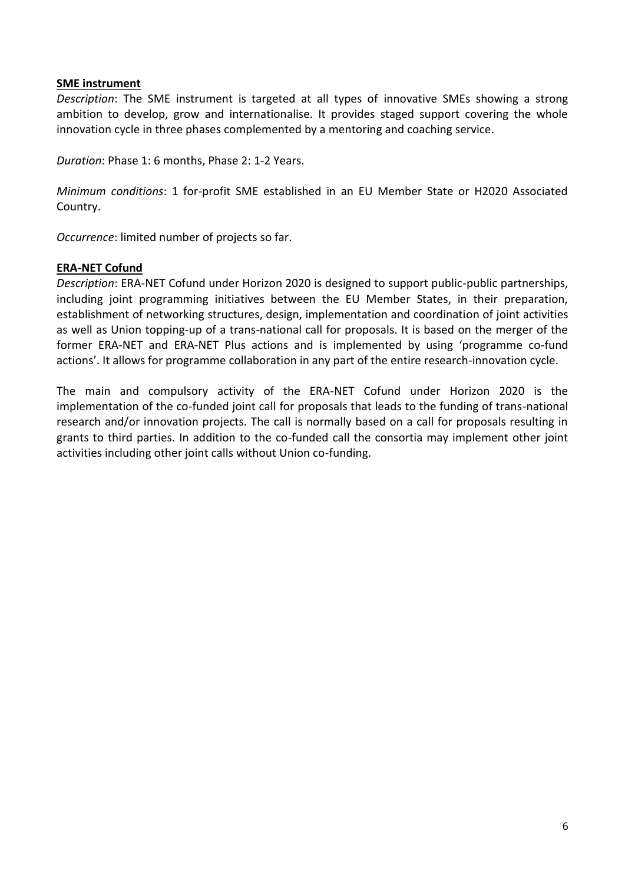**SME instrument**

*Description*: The SME instrument is targeted at all types of innovative SMEs showing a strong ambition to develop, grow and internationalise. It provides staged support covering the whole innovation cycle in three phases complemented by a mentoring and coaching service.

*Duration*: Phase 1: 6 months, Phase 2: 1-2 Years.

*Minimum conditions*: 1 for-profit SME established in an EU Member State or H2020 Associated Country.

*Occurrence*: limited number of projects so far.

**ERA-NET Cofund**

*Description*: ERA-NET Cofund under Horizon 2020 is designed to support public-public partnerships, including joint programming initiatives between the EU Member States, in their preparation, establishment of networking structures, design, implementation and coordination of joint activities as well as Union topping-up of a trans-national call for proposals. It is based on the merger of the former ERA-NET and ERA-NET Plus actions and is implemented by using 'programme co-fund actions'. It allows for programme collaboration in any part of the entire research-innovation cycle.

The main and compulsory activity of the ERA-NET Cofund under Horizon 2020 is the implementation of the co-funded joint call for proposals that leads to the funding of trans-national research and/or innovation projects. The call is normally based on a call for proposals resulting in grants to third parties. In addition to the co-funded call the consortia may implement other joint activities including other joint calls without Union co-funding.